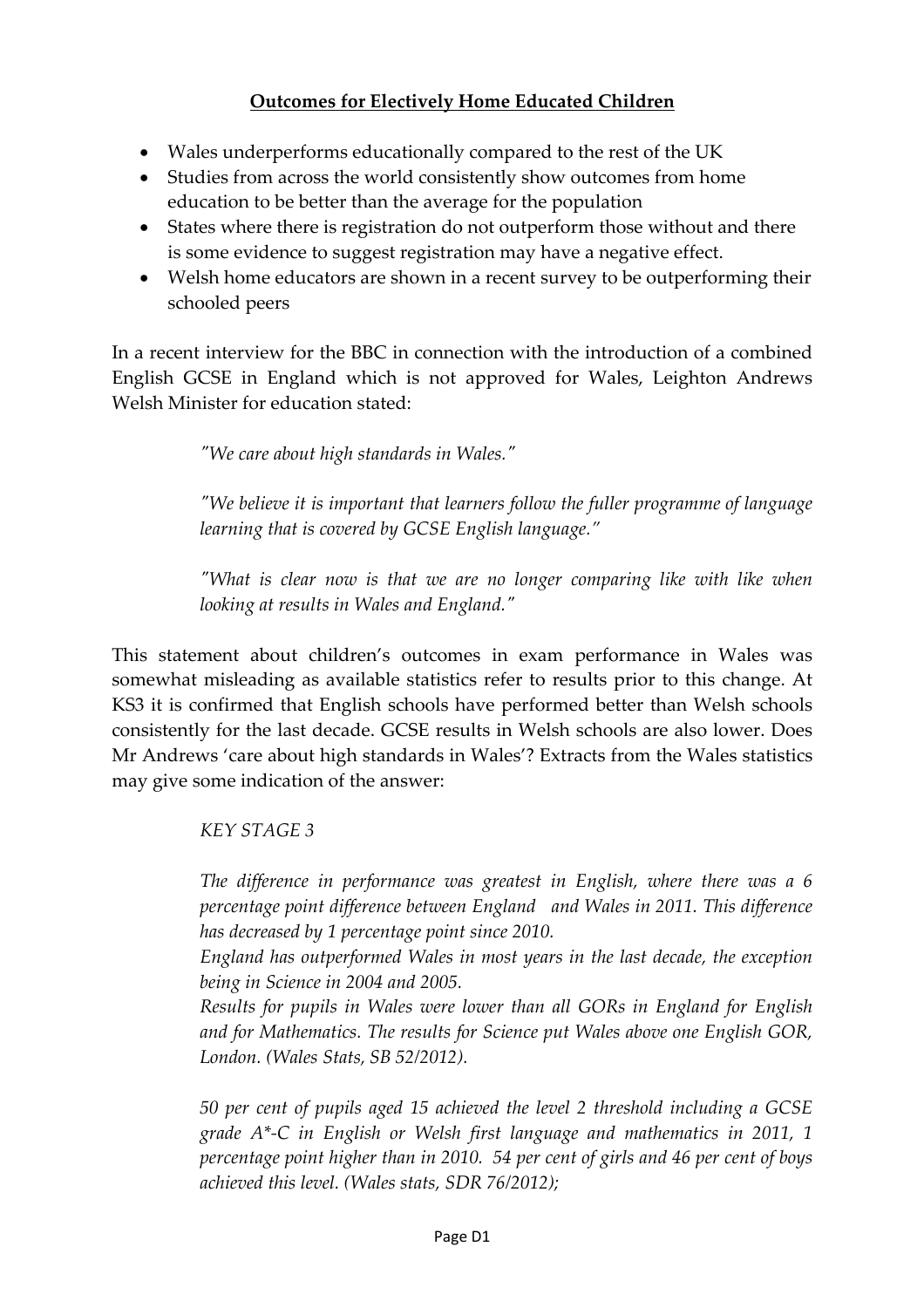# **Outcomes for Electively Home Educated Children**

- Wales underperforms educationally compared to the rest of the UK
- Studies from across the world consistently show outcomes from home education to be better than the average for the population
- States where there is registration do not outperform those without and there is some evidence to suggest registration may have a negative effect.
- Welsh home educators are shown in a recent survey to be outperforming their schooled peers

In a recent interview for the BBC in connection with the introduction of a combined English GCSE in England which is not approved for Wales, Leighton Andrews Welsh Minister for education stated:

> *"We care about high standards in Wales."*
>
> *"We believe it is important that learners follow the fuller programme of language learning that is covered by GCSE English language."*
>
> *"What is clear now is that we are no longer comparing like with like when looking at results in Wales and England."*

This statement about children's outcomes in exam performance in Wales was somewhat misleading as available statistics refer to results prior to this change. At KS3 it is confirmed that English schools have performed better than Welsh schools consistently for the last decade. GCSE results in Welsh schools are also lower. Does Mr Andrews 'care about high standards in Wales'? Extracts from the Wales statistics may give some indication of the answer:

> *KEY STAGE 3*
>
> *The difference in performance was greatest in English, where there was a 6 percentage point difference between England and Wales in 2011. This difference has decreased by 1 percentage point since 2010.*
> *England has outperformed Wales in most years in the last decade, the exception being in Science in 2004 and 2005.*
> *Results for pupils in Wales were lower than all GORs in England for English and for Mathematics. The results for Science put Wales above one English GOR, London. (Wales Stats, SB 52/2012).*
>
> *50 per cent of pupils aged 15 achieved the level 2 threshold including a GCSE grade A*-C in English or Welsh first language and mathematics in 2011, 1 percentage point higher than in 2010. 54 per cent of girls and 46 per cent of boys achieved this level. (Wales stats, SDR 76/2012);*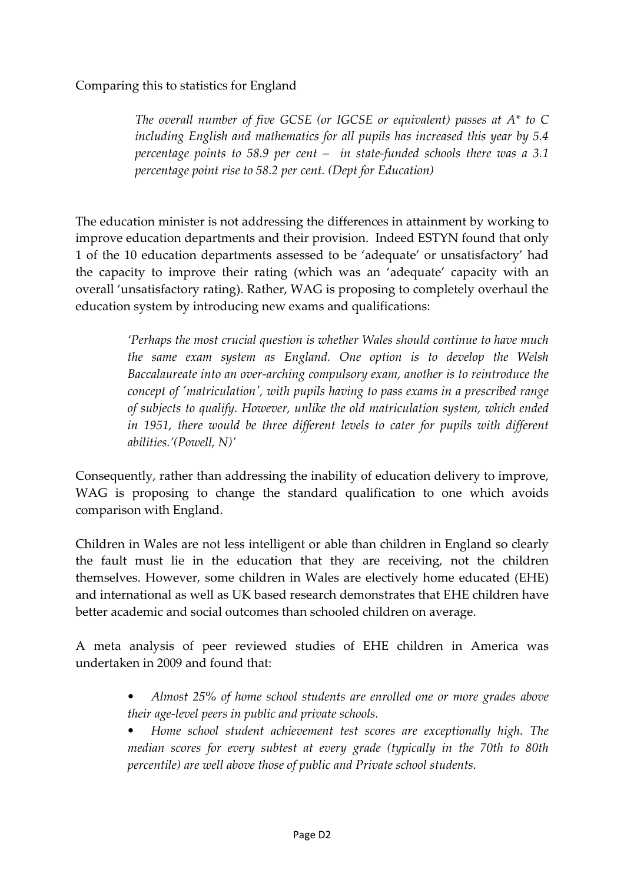Comparing this to statistics for England

> *The overall number of five GCSE (or IGCSE or equivalent) passes at A* to C including English and mathematics for all pupils has increased this year by 5.4 percentage points to 58.9 per cent – in state-funded schools there was a 3.1 percentage point rise to 58.2 per cent. (Dept for Education)*

The education minister is not addressing the differences in attainment by working to improve education departments and their provision. Indeed ESTYN found that only 1 of the 10 education departments assessed to be 'adequate' or unsatisfactory' had the capacity to improve their rating (which was an 'adequate' capacity with an overall 'unsatisfactory rating). Rather, WAG is proposing to completely overhaul the education system by introducing new exams and qualifications:

> *'Perhaps the most crucial question is whether Wales should continue to have much the same exam system as England. One option is to develop the Welsh Baccalaureate into an over-arching compulsory exam, another is to reintroduce the concept of 'matriculation', with pupils having to pass exams in a prescribed range of subjects to qualify. However, unlike the old matriculation system, which ended in 1951, there would be three different levels to cater for pupils with different abilities.'(Powell, N)'*

Consequently, rather than addressing the inability of education delivery to improve, WAG is proposing to change the standard qualification to one which avoids comparison with England.

Children in Wales are not less intelligent or able than children in England so clearly the fault must lie in the education that they are receiving, not the children themselves. However, some children in Wales are electively home educated (EHE) and international as well as UK based research demonstrates that EHE children have better academic and social outcomes than schooled children on average.

A meta analysis of peer reviewed studies of EHE children in America was undertaken in 2009 and found that:

- *Almost 25% of home school students are enrolled one or more grades above their age-level peers in public and private schools.*
- *Home school student achievement test scores are exceptionally high. The median scores for every subtest at every grade (typically in the 70th to 80th percentile) are well above those of public and Private school students.*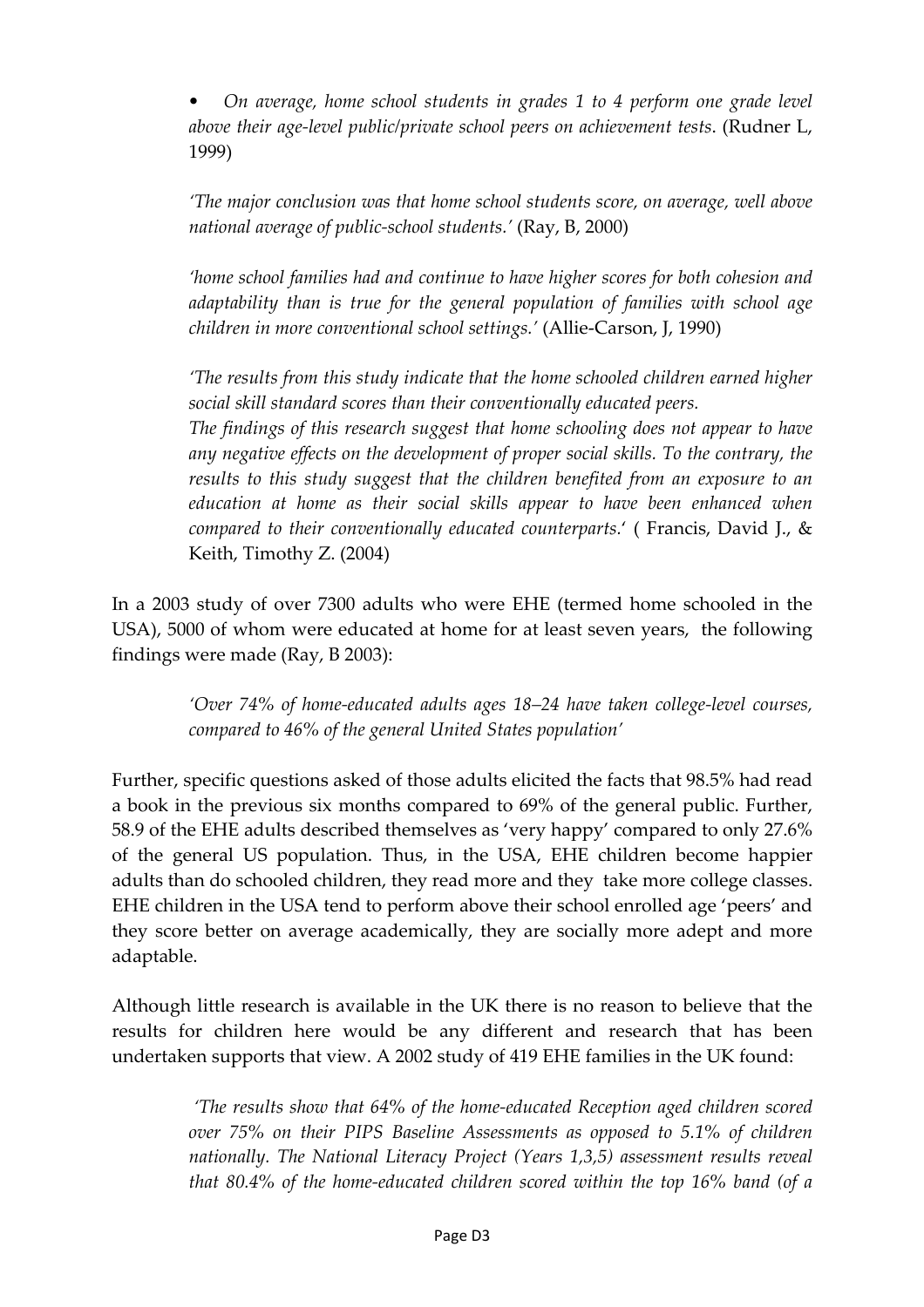- *On average, home school students in grades 1 to 4 perform one grade level above their age-level public/private school peers on achievement tests*. (Rudner L, 1999)

> *'The major conclusion was that home school students score, on average, well above national average of public-school students.'* (Ray, B, 2000)
>
> *'home school families had and continue to have higher scores for both cohesion and adaptability than is true for the general population of families with school age children in more conventional school settings.'* (Allie-Carson, J, 1990)
>
> *'The results from this study indicate that the home schooled children earned higher social skill standard scores than their conventionally educated peers.*
> *The findings of this research suggest that home schooling does not appear to have any negative effects on the development of proper social skills. To the contrary, the results to this study suggest that the children benefited from an exposure to an education at home as their social skills appear to have been enhanced when compared to their conventionally educated counterparts.'* ( Francis, David J., & Keith, Timothy Z. (2004)

In a 2003 study of over 7300 adults who were EHE (termed home schooled in the USA), 5000 of whom were educated at home for at least seven years, the following findings were made (Ray, B 2003):

> *'Over 74% of home-educated adults ages 18–24 have taken college-level courses, compared to 46% of the general United States population'*

Further, specific questions asked of those adults elicited the facts that 98.5% had read a book in the previous six months compared to 69% of the general public. Further, 58.9 of the EHE adults described themselves as 'very happy' compared to only 27.6% of the general US population. Thus, in the USA, EHE children become happier adults than do schooled children, they read more and they take more college classes. EHE children in the USA tend to perform above their school enrolled age 'peers' and they score better on average academically, they are socially more adept and more adaptable.

Although little research is available in the UK there is no reason to believe that the results for children here would be any different and research that has been undertaken supports that view. A 2002 study of 419 EHE families in the UK found:

> *'The results show that 64% of the home-educated Reception aged children scored over 75% on their PIPS Baseline Assessments as opposed to 5.1% of children nationally. The National Literacy Project (Years 1,3,5) assessment results reveal that 80.4% of the home-educated children scored within the top 16% band (of a*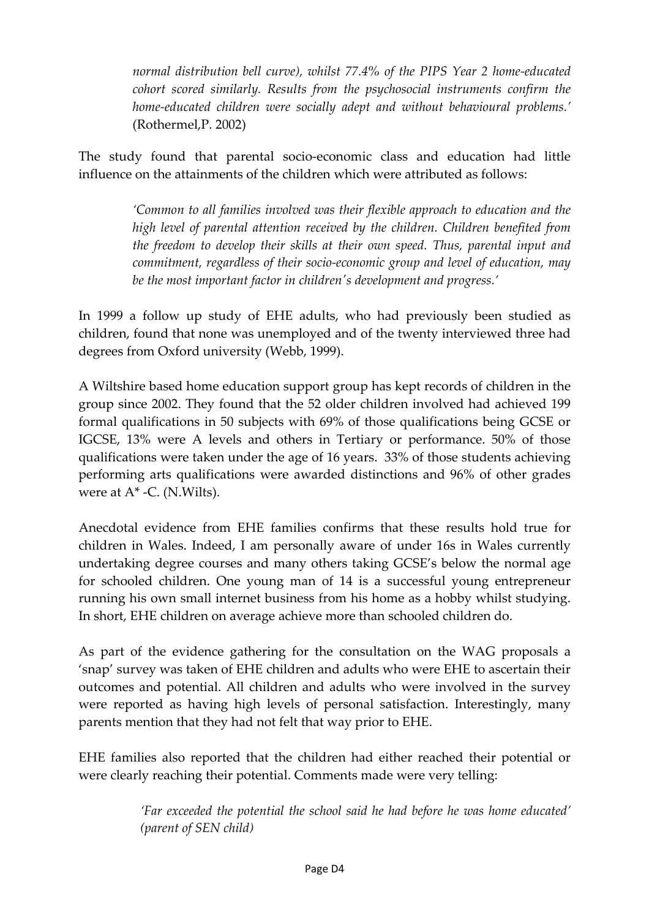> *normal distribution bell curve), whilst 77.4% of the PIPS Year 2 home-educated cohort scored similarly. Results from the psychosocial instruments confirm the home-educated children were socially adept and without behavioural problems.'* (Rothermel,P. 2002)

The study found that parental socio-economic class and education had little influence on the attainments of the children which were attributed as follows:

> *'Common to all families involved was their flexible approach to education and the high level of parental attention received by the children. Children benefited from the freedom to develop their skills at their own speed. Thus, parental input and commitment, regardless of their socio-economic group and level of education, may be the most important factor in children's development and progress.'*

In 1999 a follow up study of EHE adults, who had previously been studied as children, found that none was unemployed and of the twenty interviewed three had degrees from Oxford university (Webb, 1999).

A Wiltshire based home education support group has kept records of children in the group since 2002. They found that the 52 older children involved had achieved 199 formal qualifications in 50 subjects with 69% of those qualifications being GCSE or IGCSE, 13% were A levels and others in Tertiary or performance. 50% of those qualifications were taken under the age of 16 years. 33% of those students achieving performing arts qualifications were awarded distinctions and 96% of other grades were at A* -C. (N.Wilts).

Anecdotal evidence from EHE families confirms that these results hold true for children in Wales. Indeed, I am personally aware of under 16s in Wales currently undertaking degree courses and many others taking GCSE's below the normal age for schooled children. One young man of 14 is a successful young entrepreneur running his own small internet business from his home as a hobby whilst studying. In short, EHE children on average achieve more than schooled children do.

As part of the evidence gathering for the consultation on the WAG proposals a 'snap' survey was taken of EHE children and adults who were EHE to ascertain their outcomes and potential. All children and adults who were involved in the survey were reported as having high levels of personal satisfaction. Interestingly, many parents mention that they had not felt that way prior to EHE.

EHE families also reported that the children had either reached their potential or were clearly reaching their potential. Comments made were very telling:

> *'Far exceeded the potential the school said he had before he was home educated' (parent of SEN child)*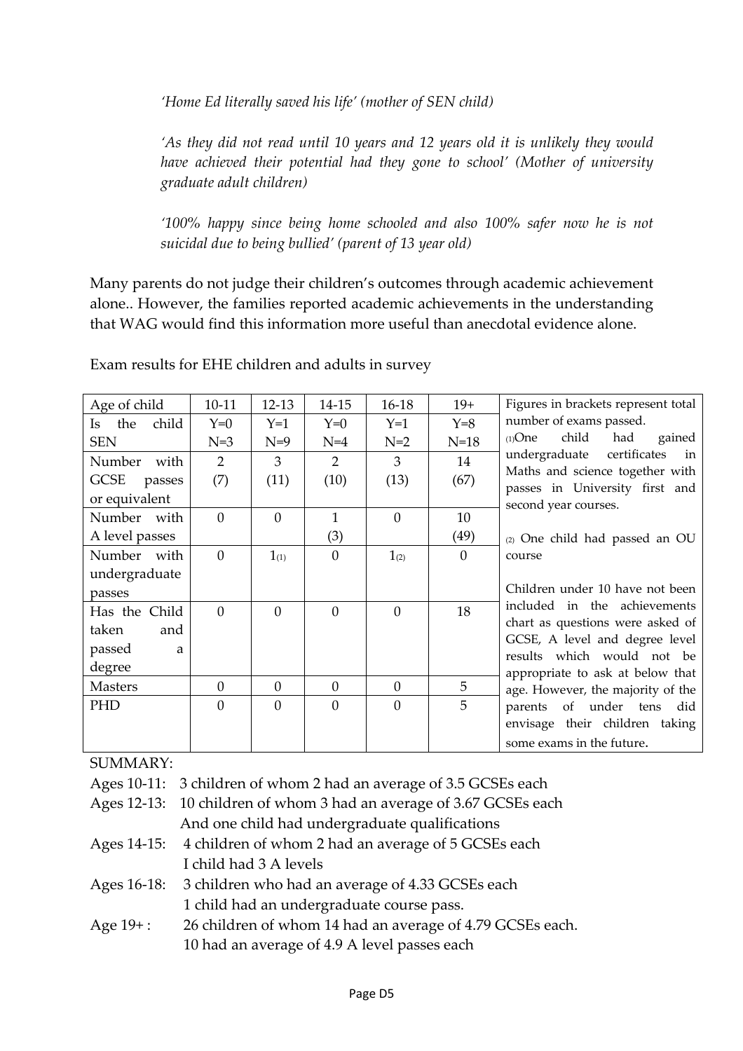*'Home Ed literally saved his life' (mother of SEN child)*

*'As they did not read until 10 years and 12 years old it is unlikely they would have achieved their potential had they gone to school' (Mother of university graduate adult children)*

*'100% happy since being home schooled and also 100% safer now he is not suicidal due to being bullied' (parent of 13 year old)*

Many parents do not judge their children's outcomes through academic achievement alone.. However, the families reported academic achievements in the understanding that WAG would find this information more useful than anecdotal evidence alone.

Exam results for EHE children and adults in survey

| Age of child | 10-11 | 12-13 | 14-15 | 16-18 | 19+ |
|---|---|---|---|---|---|
| Is the child SEN | Y=0 N=3 | Y=1 N=9 | Y=0 N=4 | Y=1 N=2 | Y=8 N=18 |
| Number with GCSE passes or equivalent | 2 (7) | 3 (11) | 2 (10) | 3 (13) | 14 (67) |
| Number with A level passes | 0 | 0 | 1 (3) | 0 | 10 (49) |
| Number with undergraduate passes | 0 | 1 (1) | 0 | 1 (2) | 0 |
| Has the Child taken and passed a degree | 0 | 0 | 0 | 0 | 18 |
| Masters | 0 | 0 | 0 | 0 | 5 |
| PHD | 0 | 0 | 0 | 0 | 5 |

Figures in brackets represent total number of exams passed.

(1) One child had gained undergraduate certificates in Maths and science together with passes in University first and second year courses.

(2) One child had passed an OU course

Children under 10 have not been included in the achievements chart as questions were asked of GCSE, A level and degree level results which would not be appropriate to ask at below that age. However, the majority of the parents of under tens did envisage their children taking some exams in the future.

SUMMARY:

Ages 10-11: 3 children of whom 2 had an average of 3.5 GCSEs each

Ages 12-13: 10 children of whom 3 had an average of 3.67 GCSEs each
And one child had undergraduate qualifications

Ages 14-15: 4 children of whom 2 had an average of 5 GCSEs each
I child had 3 A levels

Ages 16-18: 3 children who had an average of 4.33 GCSEs each
1 child had an undergraduate course pass.

Age 19+ : 26 children of whom 14 had an average of 4.79 GCSEs each.
10 had an average of 4.9 A level passes each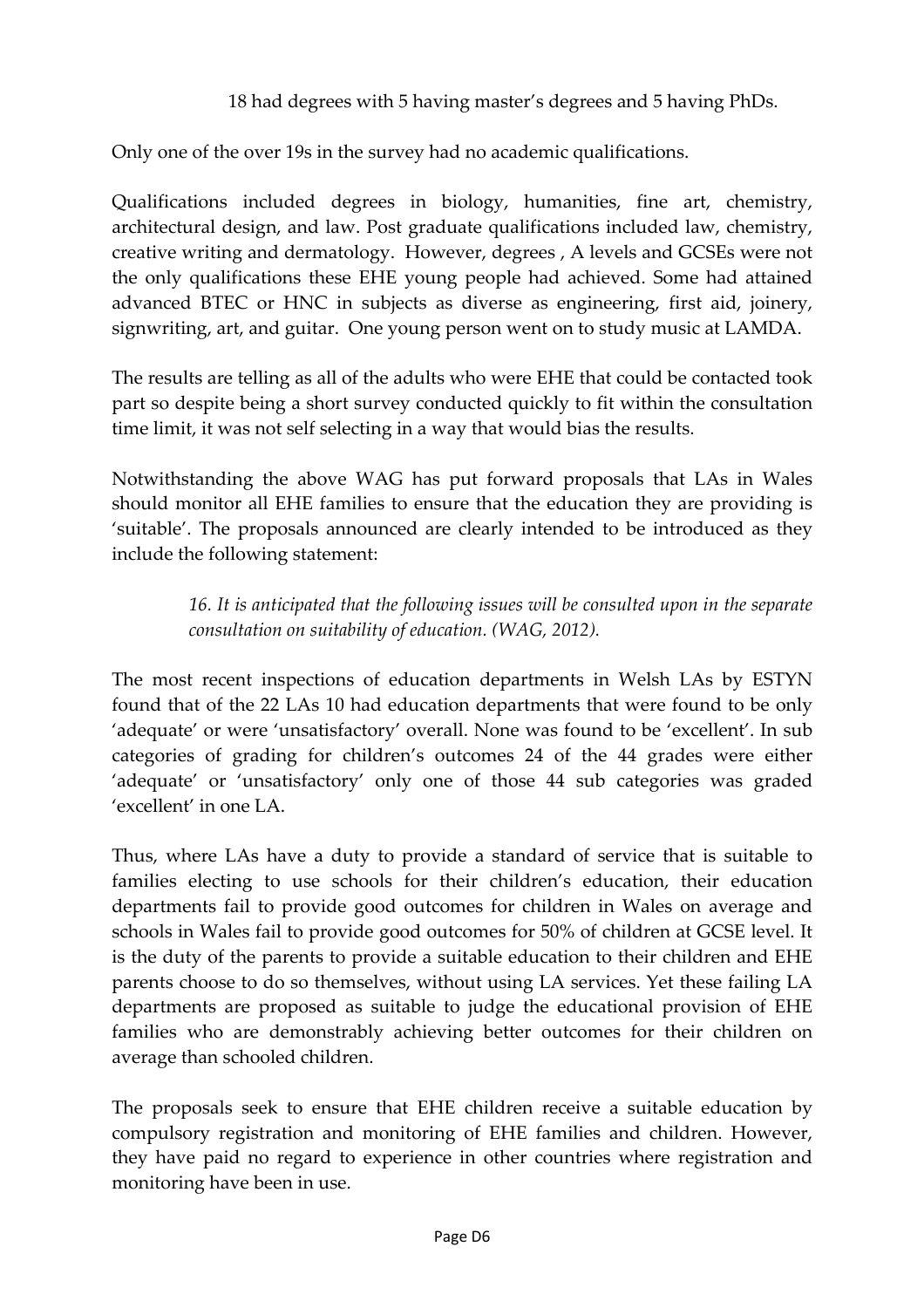18 had degrees with 5 having master's degrees and 5 having PhDs.

Only one of the over 19s in the survey had no academic qualifications.

Qualifications included degrees in biology, humanities, fine art, chemistry, architectural design, and law. Post graduate qualifications included law, chemistry, creative writing and dermatology. However, degrees , A levels and GCSEs were not the only qualifications these EHE young people had achieved. Some had attained advanced BTEC or HNC in subjects as diverse as engineering, first aid, joinery, signwriting, art, and guitar. One young person went on to study music at LAMDA.

The results are telling as all of the adults who were EHE that could be contacted took part so despite being a short survey conducted quickly to fit within the consultation time limit, it was not self selecting in a way that would bias the results.

Notwithstanding the above WAG has put forward proposals that LAs in Wales should monitor all EHE families to ensure that the education they are providing is 'suitable'. The proposals announced are clearly intended to be introduced as they include the following statement:

> *16. It is anticipated that the following issues will be consulted upon in the separate consultation on suitability of education. (WAG, 2012).*

The most recent inspections of education departments in Welsh LAs by ESTYN found that of the 22 LAs 10 had education departments that were found to be only 'adequate' or were 'unsatisfactory' overall. None was found to be 'excellent'. In sub categories of grading for children's outcomes 24 of the 44 grades were either 'adequate' or 'unsatisfactory' only one of those 44 sub categories was graded 'excellent' in one LA.

Thus, where LAs have a duty to provide a standard of service that is suitable to families electing to use schools for their children's education, their education departments fail to provide good outcomes for children in Wales on average and schools in Wales fail to provide good outcomes for 50% of children at GCSE level. It is the duty of the parents to provide a suitable education to their children and EHE parents choose to do so themselves, without using LA services. Yet these failing LA departments are proposed as suitable to judge the educational provision of EHE families who are demonstrably achieving better outcomes for their children on average than schooled children.

The proposals seek to ensure that EHE children receive a suitable education by compulsory registration and monitoring of EHE families and children. However, they have paid no regard to experience in other countries where registration and monitoring have been in use.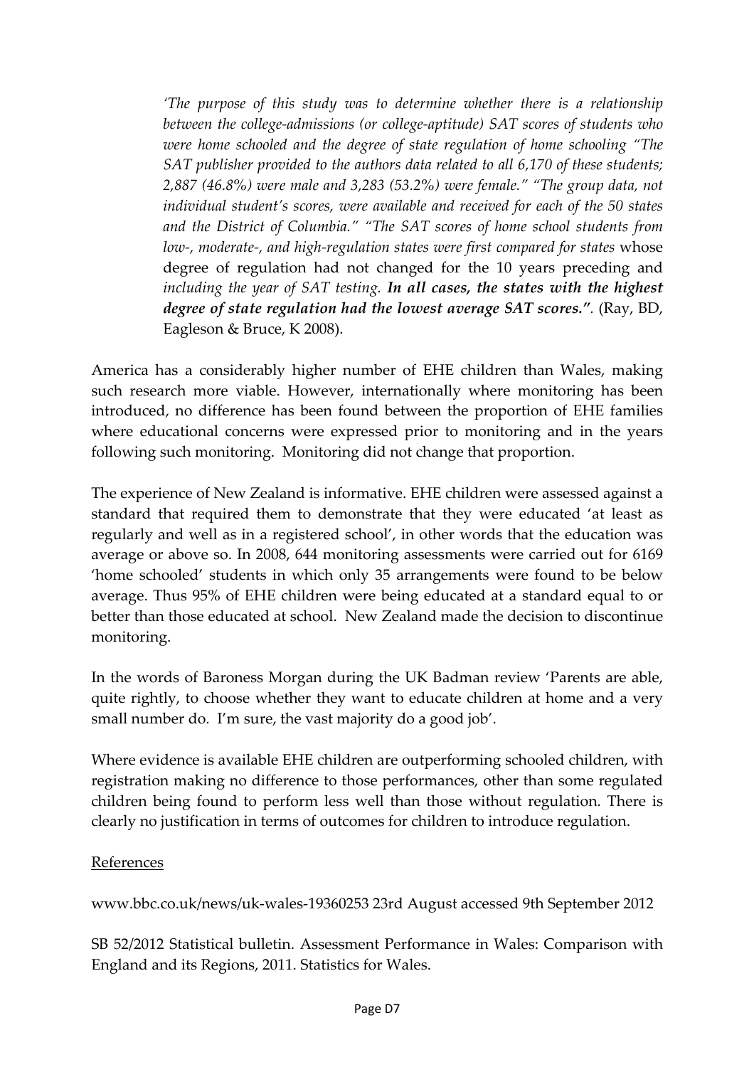> *'The purpose of this study was to determine whether there is a relationship between the college-admissions (or college-aptitude) SAT scores of students who were home schooled and the degree of state regulation of home schooling "The SAT publisher provided to the authors data related to all 6,170 of these students; 2,887 (46.8%) were male and 3,283 (53.2%) were female." "The group data, not individual student's scores, were available and received for each of the 50 states and the District of Columbia." "The SAT scores of home school students from low-, moderate-, and high-regulation states were first compared for states* whose degree of regulation had not changed for the 10 years preceding and *including the year of SAT testing.* ***In all cases, the states with the highest degree of state regulation had the lowest average SAT scores."****.* (Ray, BD, Eagleson & Bruce, K 2008).

America has a considerably higher number of EHE children than Wales, making such research more viable. However, internationally where monitoring has been introduced, no difference has been found between the proportion of EHE families where educational concerns were expressed prior to monitoring and in the years following such monitoring. Monitoring did not change that proportion.

The experience of New Zealand is informative. EHE children were assessed against a standard that required them to demonstrate that they were educated 'at least as regularly and well as in a registered school', in other words that the education was average or above so. In 2008, 644 monitoring assessments were carried out for 6169 'home schooled' students in which only 35 arrangements were found to be below average. Thus 95% of EHE children were being educated at a standard equal to or better than those educated at school. New Zealand made the decision to discontinue monitoring.

In the words of Baroness Morgan during the UK Badman review 'Parents are able, quite rightly, to choose whether they want to educate children at home and a very small number do. I'm sure, the vast majority do a good job'.

Where evidence is available EHE children are outperforming schooled children, with registration making no difference to those performances, other than some regulated children being found to perform less well than those without regulation. There is clearly no justification in terms of outcomes for children to introduce regulation.

References

www.bbc.co.uk/news/uk-wales-19360253 23rd August accessed 9th September 2012

SB 52/2012 Statistical bulletin. Assessment Performance in Wales: Comparison with England and its Regions, 2011. Statistics for Wales.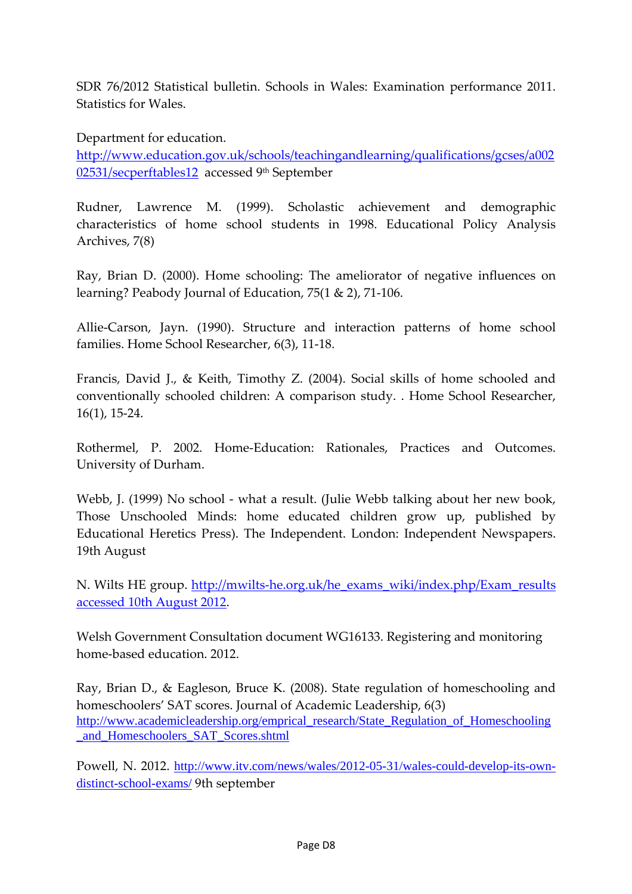SDR 76/2012 Statistical bulletin. Schools in Wales: Examination performance 2011. Statistics for Wales.

Department for education. http://www.education.gov.uk/schools/teachingandlearning/qualifications/gcses/a00202531/secperftables12 accessed 9th September

Rudner, Lawrence M. (1999). Scholastic achievement and demographic characteristics of home school students in 1998. Educational Policy Analysis Archives, 7(8)

Ray, Brian D. (2000). Home schooling: The ameliorator of negative influences on learning? Peabody Journal of Education, 75(1 & 2), 71-106.

Allie-Carson, Jayn. (1990). Structure and interaction patterns of home school families. Home School Researcher, 6(3), 11-18.

Francis, David J., & Keith, Timothy Z. (2004). Social skills of home schooled and conventionally schooled children: A comparison study. . Home School Researcher, 16(1), 15-24.

Rothermel, P. 2002. Home-Education: Rationales, Practices and Outcomes. University of Durham.

Webb, J. (1999) No school - what a result. (Julie Webb talking about her new book, Those Unschooled Minds: home educated children grow up, published by Educational Heretics Press). The Independent. London: Independent Newspapers. 19th August

N. Wilts HE group. http://mwilts-he.org.uk/he_exams_wiki/index.php/Exam_results accessed 10th August 2012.

Welsh Government Consultation document WG16133. Registering and monitoring home-based education. 2012.

Ray, Brian D., & Eagleson, Bruce K. (2008). State regulation of homeschooling and homeschoolers' SAT scores. Journal of Academic Leadership, 6(3) http://www.academicleadership.org/emprical_research/State_Regulation_of_Homeschooling_and_Homeschoolers_SAT_Scores.shtml

Powell, N. 2012. http://www.itv.com/news/wales/2012-05-31/wales-could-develop-its-own-distinct-school-exams/ 9th september